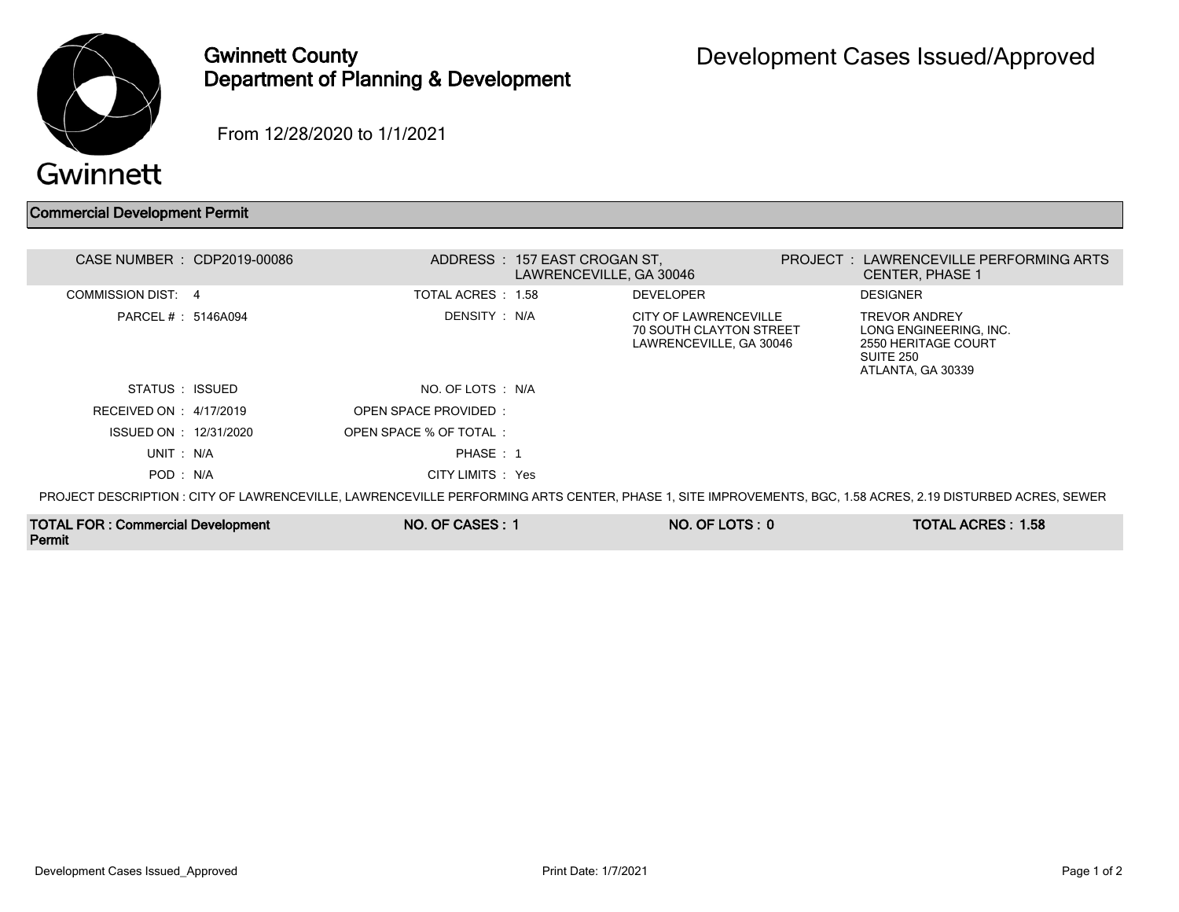# Gwinnett County Department of Planning & Development

# Development Cases Issued/Approved

From 12/28/2020 to 1/1/2021

## Commercial Development Permit

| | | | | | |
|---|---|---|---|---|---|
| CASE NUMBER : | CDP2019-00086 | ADDRESS : | 157 EAST CROGAN ST, LAWRENCEVILLE, GA 30046 | PROJECT : | LAWRENCEVILLE PERFORMING ARTS CENTER, PHASE 1 |
| COMMISSION DIST: | 4 | TOTAL ACRES : | 1.58 | DEVELOPER | DESIGNER |
| PARCEL # : | 5146A094 | DENSITY : | N/A | CITY OF LAWRENCEVILLE 70 SOUTH CLAYTON STREET LAWRENCEVILLE, GA 30046 | TREVOR ANDREY LONG ENGINEERING, INC. 2550 HERITAGE COURT SUITE 250 ATLANTA, GA 30339 |
| STATUS : | ISSUED | NO. OF LOTS : | N/A | | |
| RECEIVED ON : | 4/17/2019 | OPEN SPACE PROVIDED : | | | |
| ISSUED ON : | 12/31/2020 | OPEN SPACE % OF TOTAL : | | | |
| UNIT : | N/A | PHASE : | 1 | | |
| POD : | N/A | CITY LIMITS : | Yes | | |

PROJECT DESCRIPTION : CITY OF LAWRENCEVILLE, LAWRENCEVILLE PERFORMING ARTS CENTER, PHASE 1, SITE IMPROVEMENTS, BGC, 1.58 ACRES, 2.19 DISTURBED ACRES, SEWER

| TOTAL FOR : Commercial Development Permit | NO. OF CASES : 1 | NO. OF LOTS : 0 | TOTAL ACRES : 1.58 |
|---|---|---|---|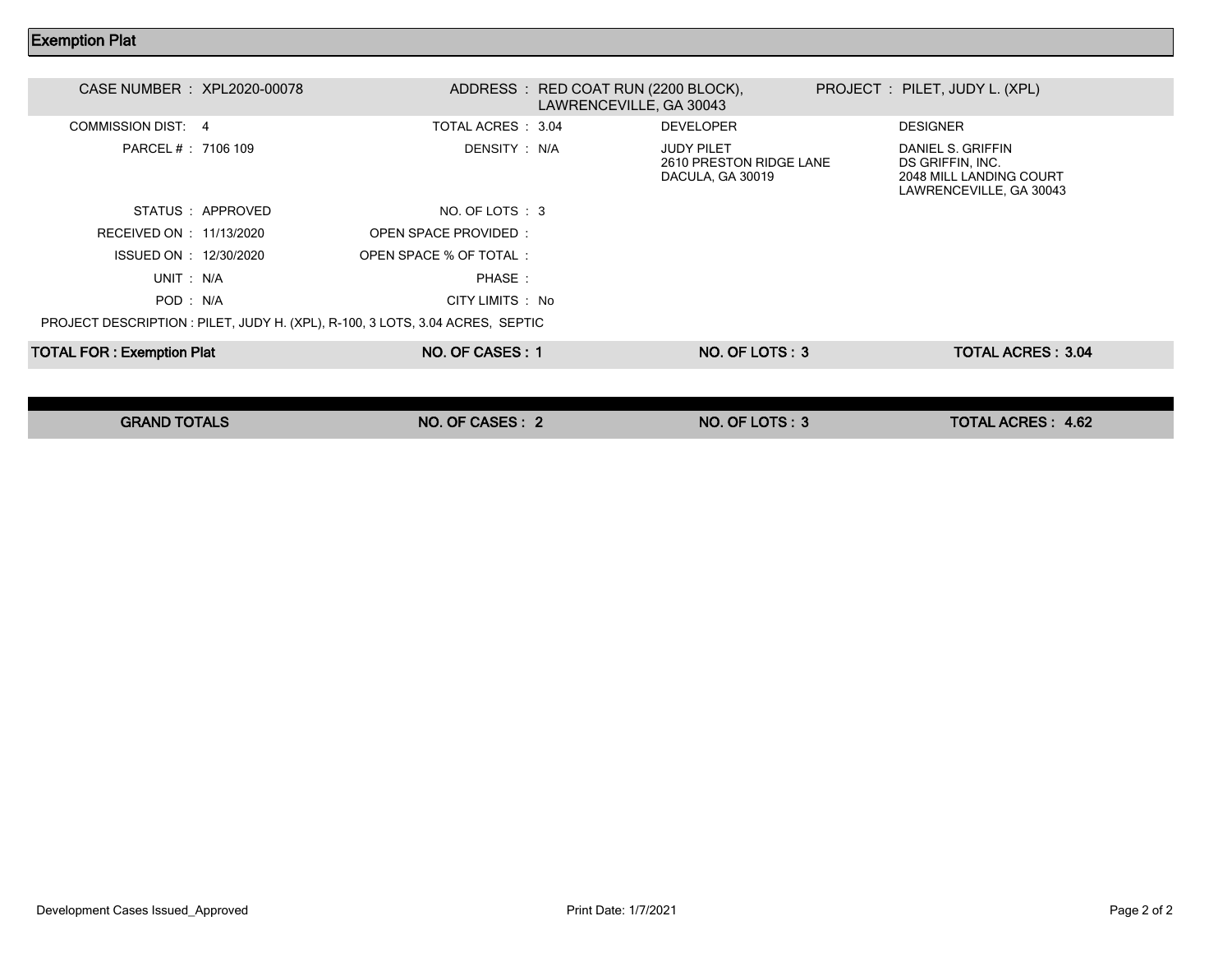## Exemption Plat

| | | | | | |
|---|---|---|---|---|---|
| CASE NUMBER : | XPL2020-00078 | ADDRESS : | RED COAT RUN (2200 BLOCK), LAWRENCEVILLE, GA 30043 | PROJECT : | PILET, JUDY L. (XPL) |
| COMMISSION DIST: | 4 | TOTAL ACRES : | 3.04 | DEVELOPER | DESIGNER |
| PARCEL # : | 7106 109 | DENSITY : | N/A | JUDY PILET<br>2610 PRESTON RIDGE LANE<br>DACULA, GA 30019 | DANIEL S. GRIFFIN<br>DS GRIFFIN, INC.<br>2048 MILL LANDING COURT<br>LAWRENCEVILLE, GA 30043 |
| STATUS : | APPROVED | NO. OF LOTS : | 3 | | |
| RECEIVED ON : | 11/13/2020 | OPEN SPACE PROVIDED : | | | |
| ISSUED ON : | 12/30/2020 | OPEN SPACE % OF TOTAL : | | | |
| UNIT : | N/A | PHASE : | | | |
| POD : | N/A | CITY LIMITS : | No | | |

PROJECT DESCRIPTION : PILET, JUDY H. (XPL), R-100, 3 LOTS, 3.04 ACRES, SEPTIC

| | | | |
|---|---|---|---|
| **TOTAL FOR : Exemption Plat** | **NO. OF CASES : 1** | **NO. OF LOTS : 3** | **TOTAL ACRES : 3.04** |

| | | | |
|---|---|---|---|
| **GRAND TOTALS** | **NO. OF CASES : 2** | **NO. OF LOTS : 3** | **TOTAL ACRES : 4.62** |